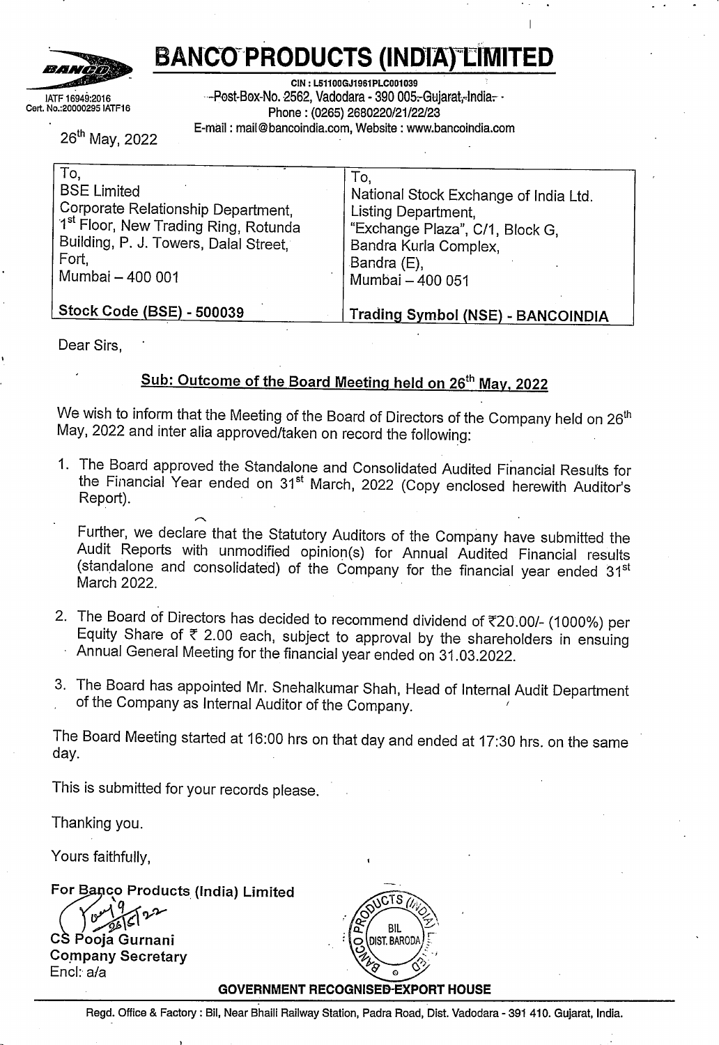# BANCO PRODUCTS (INDIA) LIMITED

IATF 16949:2016
Cert. No.:20000295 IATF16

CIN : L51100GJ1961PLC001039
Post-Box-No. 2562, Vadodara - 390 005, Gujarat, India.
Phone : (0265) 2680220/21/22/23
E-mail : mail@bancoindia.com, Website : www.bancoindia.com

26th May, 2022

| To,<br>BSE Limited<br>Corporate Relationship Department,<br>1st Floor, New Trading Ring, Rotunda Building, P. J. Towers, Dalal Street, Fort,<br>Mumbai – 400 001 | To,<br>National Stock Exchange of India Ltd.<br>Listing Department,<br>"Exchange Plaza", C/1, Block G,<br>Bandra Kurla Complex,<br>Bandra (E),<br>Mumbai – 400 051 |
|---|---|
| **Stock Code (BSE) - 500039** | **Trading Symbol (NSE) - BANCOINDIA** |

Dear Sirs,

**Sub: Outcome of the Board Meeting held on 26th May, 2022**

We wish to inform that the Meeting of the Board of Directors of the Company held on 26th May, 2022 and inter alia approved/taken on record the following:

1. The Board approved the Standalone and Consolidated Audited Financial Results for the Financial Year ended on 31st March, 2022 (Copy enclosed herewith Auditor's Report).

   Further, we declare that the Statutory Auditors of the Company have submitted the Audit Reports with unmodified opinion(s) for Annual Audited Financial results (standalone and consolidated) of the Company for the financial year ended 31st March 2022.

2. The Board of Directors has decided to recommend dividend of ₹20.00/- (1000%) per Equity Share of ₹ 2.00 each, subject to approval by the shareholders in ensuing Annual General Meeting for the financial year ended on 31.03.2022.

3. The Board has appointed Mr. Snehalkumar Shah, Head of Internal Audit Department of the Company as Internal Auditor of the Company.

The Board Meeting started at 16:00 hrs on that day and ended at 17:30 hrs. on the same day.

This is submitted for your records please.

Thanking you.

Yours faithfully,

**For Banco Products (India) Limited**

CS Pooja Gurnani
Company Secretary
Encl: a/a

**GOVERNMENT RECOGNISED EXPORT HOUSE**

Regd. Office & Factory : Bil, Near Bhaili Railway Station, Padra Road, Dist. Vadodara - 391 410. Gujarat, India.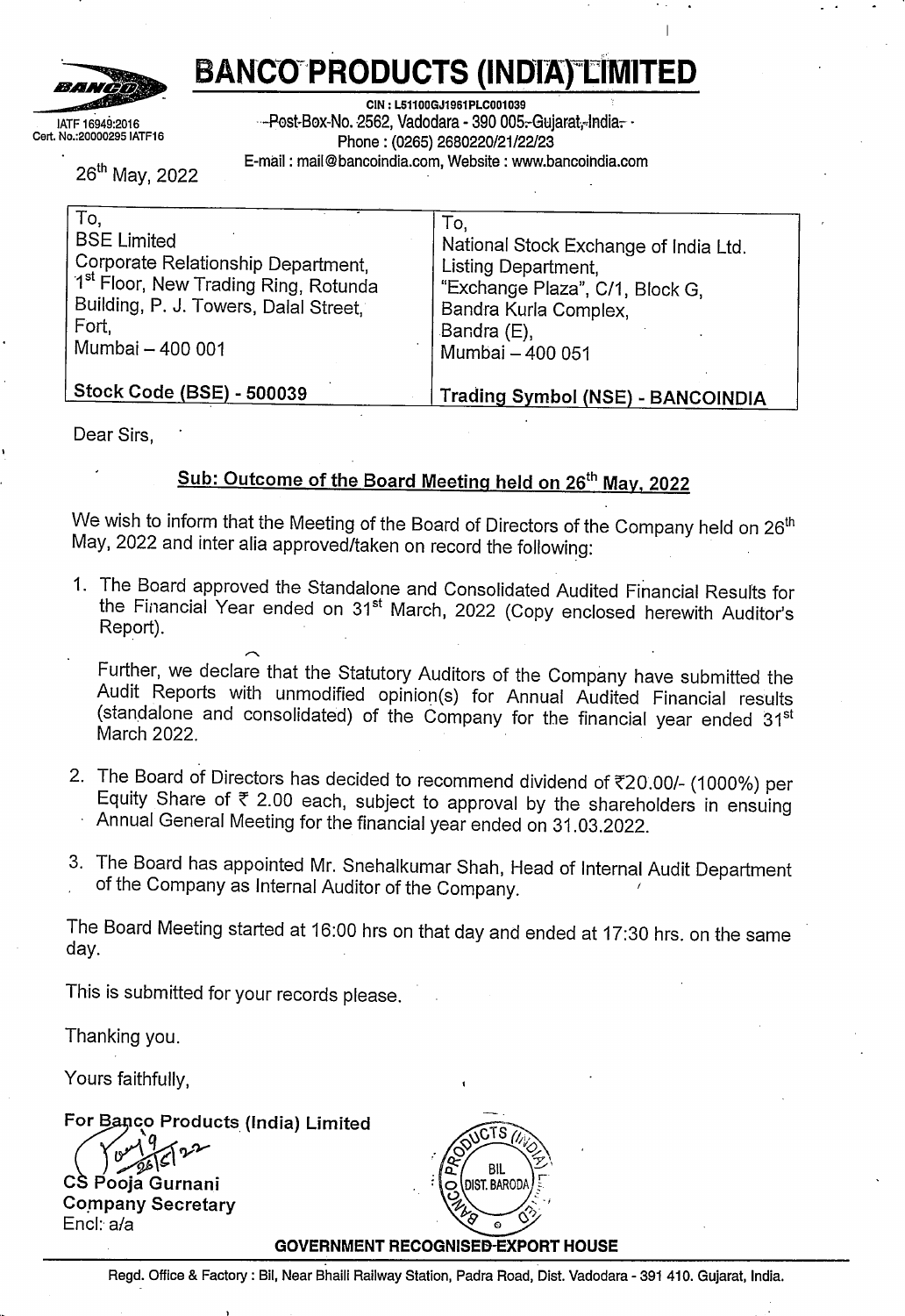# BANCO PRODUCTS (INDIA) LIMITED

IATF 16949:2016
Cert. No.:20000295 IATF16

CIN : L51100GJ1961PLC001039
Post-Box-No. 2562, Vadodara - 390 005-Gujarat, India.
Phone : (0265) 2680220/21/22/23
E-mail : mail@bancoindia.com, Website : www.bancoindia.com

26th May, 2022

| To, | To, |
|---|---|
| BSE Limited<br>Corporate Relationship Department,<br>1st Floor, New Trading Ring, Rotunda Building, P. J. Towers, Dalal Street, Fort,<br>Mumbai – 400 001 | National Stock Exchange of India Ltd.<br>Listing Department,<br>"Exchange Plaza", C/1, Block G,<br>Bandra Kurla Complex,<br>Bandra (E),<br>Mumbai – 400 051 |
| **Stock Code (BSE) - 500039** | **Trading Symbol (NSE) - BANCOINDIA** |

Dear Sirs,

**Sub: Outcome of the Board Meeting held on 26th May, 2022**

We wish to inform that the Meeting of the Board of Directors of the Company held on 26th May, 2022 and inter alia approved/taken on record the following:

1. The Board approved the Standalone and Consolidated Audited Financial Results for the Financial Year ended on 31st March, 2022 (Copy enclosed herewith Auditor's Report).

   Further, we declare that the Statutory Auditors of the Company have submitted the Audit Reports with unmodified opinion(s) for Annual Audited Financial results (standalone and consolidated) of the Company for the financial year ended 31st March 2022.

2. The Board of Directors has decided to recommend dividend of ₹20.00/- (1000%) per Equity Share of ₹ 2.00 each, subject to approval by the shareholders in ensuing Annual General Meeting for the financial year ended on 31.03.2022.

3. The Board has appointed Mr. Snehalkumar Shah, Head of Internal Audit Department of the Company as Internal Auditor of the Company.

The Board Meeting started at 16:00 hrs on that day and ended at 17:30 hrs. on the same day.

This is submitted for your records please.

Thanking you.

Yours faithfully,

**For Banco Products (India) Limited**

CS Pooja Gurnani
Company Secretary
Encl: a/a

**GOVERNMENT RECOGNISED EXPORT HOUSE**

Regd. Office & Factory : Bil, Near Bhaili Railway Station, Padra Road, Dist. Vadodara - 391 410. Gujarat, India.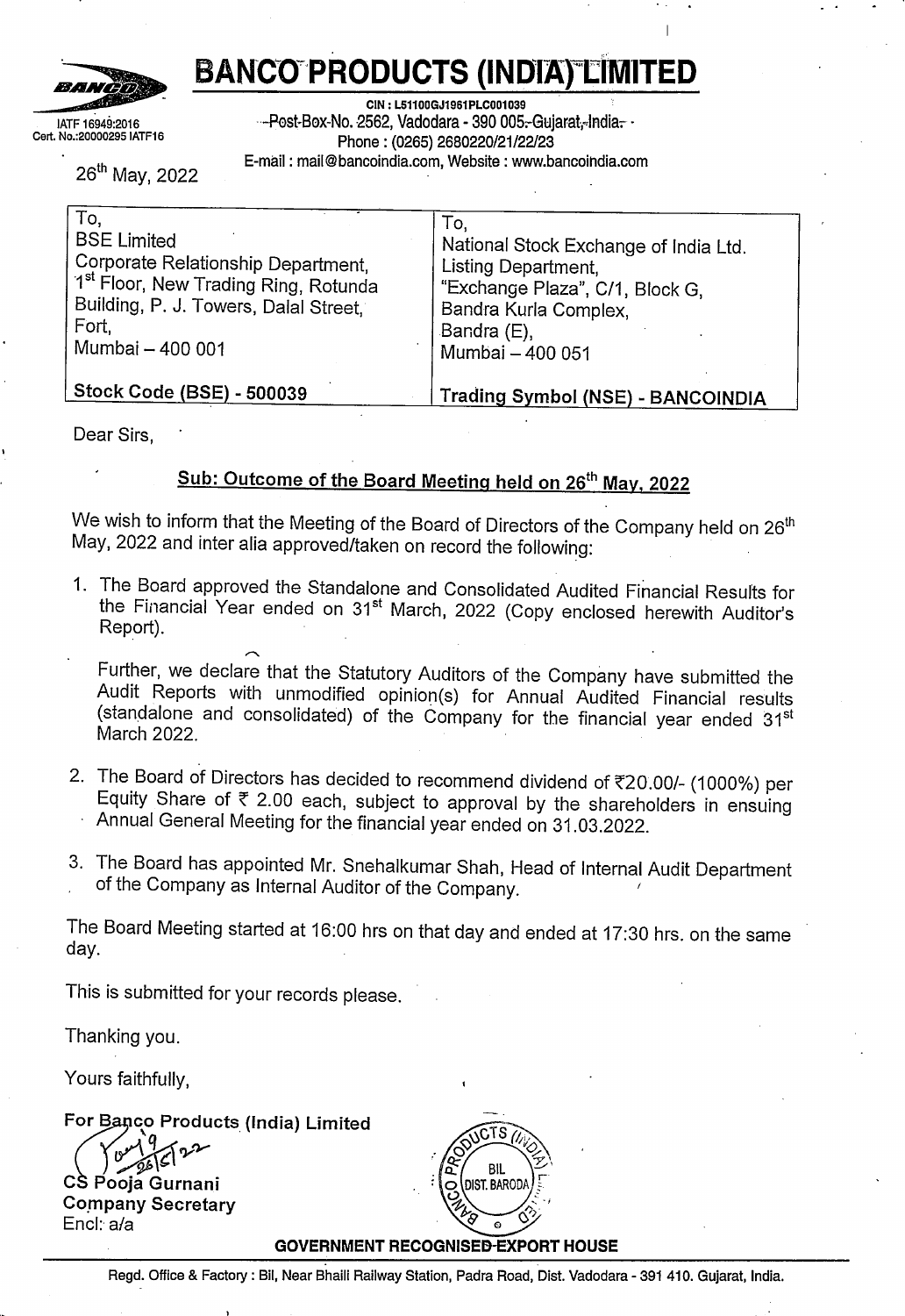# BANCO PRODUCTS (INDIA) LIMITED

IATF 16949:2016
Cert. No.:20000295 IATF16

CIN : L51100GJ1961PLC001039
Post-Box-No. 2562, Vadodara - 390 005-Gujarat, India.
Phone : (0265) 2680220/21/22/23
E-mail : mail@bancoindia.com, Website : www.bancoindia.com

26th May, 2022

| To,<br>BSE Limited<br>Corporate Relationship Department,<br>1st Floor, New Trading Ring, Rotunda Building, P. J. Towers, Dalal Street, Fort,<br>Mumbai – 400 001 | To,<br>National Stock Exchange of India Ltd.<br>Listing Department,<br>"Exchange Plaza", C/1, Block G,<br>Bandra Kurla Complex,<br>Bandra (E),<br>Mumbai – 400 051 |
|---|---|
| **Stock Code (BSE) - 500039** | **Trading Symbol (NSE) - BANCOINDIA** |

Dear Sirs,

**Sub: Outcome of the Board Meeting held on 26th May, 2022**

We wish to inform that the Meeting of the Board of Directors of the Company held on 26th May, 2022 and inter alia approved/taken on record the following:

1. The Board approved the Standalone and Consolidated Audited Financial Results for the Financial Year ended on 31st March, 2022 (Copy enclosed herewith Auditor's Report).

   Further, we declare that the Statutory Auditors of the Company have submitted the Audit Reports with unmodified opinion(s) for Annual Audited Financial results (standalone and consolidated) of the Company for the financial year ended 31st March 2022.

2. The Board of Directors has decided to recommend dividend of ₹20.00/- (1000%) per Equity Share of ₹ 2.00 each, subject to approval by the shareholders in ensuing Annual General Meeting for the financial year ended on 31.03.2022.

3. The Board has appointed Mr. Snehalkumar Shah, Head of Internal Audit Department of the Company as Internal Auditor of the Company.

The Board Meeting started at 16:00 hrs on that day and ended at 17:30 hrs. on the same day.

This is submitted for your records please.

Thanking you.

Yours faithfully,

**For Banco Products (India) Limited**

**CS Pooja Gurnani**
**Company Secretary**
Encl: a/a

**GOVERNMENT RECOGNISED EXPORT HOUSE**

Regd. Office & Factory : Bil, Near Bhaili Railway Station, Padra Road, Dist. Vadodara - 391 410. Gujarat, India.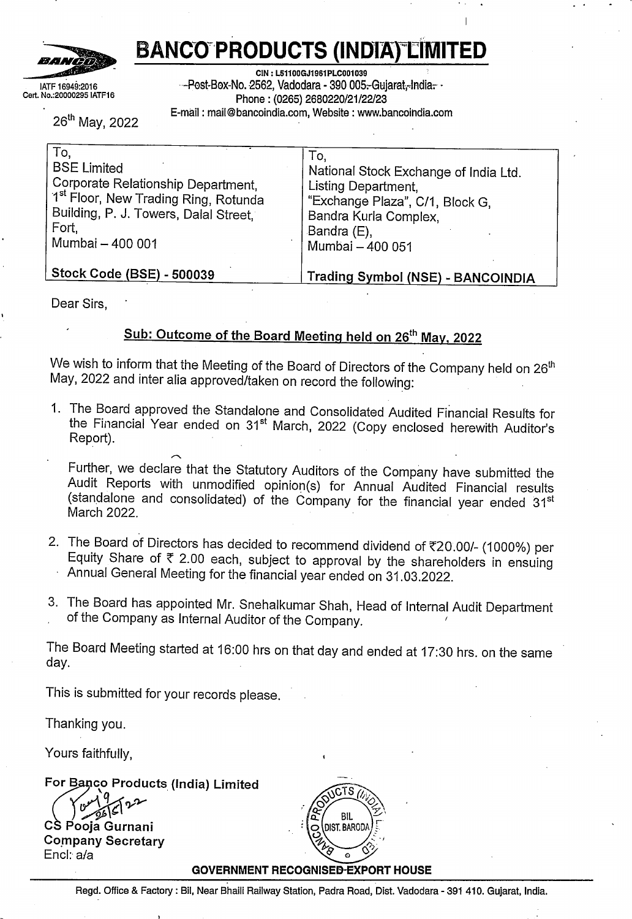# BANCO PRODUCTS (INDIA) LIMITED

IATF 16949:2016
Cert. No.:20000295 IATF16

CIN : L51100GJ1961PLC001039
Post-Box-No. 2562, Vadodara - 390 005, Gujarat, India.
Phone : (0265) 2680220/21/22/23
E-mail : mail@bancoindia.com, Website : www.bancoindia.com

26[th] May, 2022

| To, BSE Limited Corporate Relationship Department, 1[st] Floor, New Trading Ring, Rotunda Building, P. J. Towers, Dalal Street, Fort, Mumbai – 400 001 | To, National Stock Exchange of India Ltd. Listing Department, "Exchange Plaza", C/1, Block G, Bandra Kurla Complex, Bandra (E), Mumbai – 400 051 |
|---|---|
| **Stock Code (BSE) - 500039** | **Trading Symbol (NSE) - BANCOINDIA** |

Dear Sirs,

## Sub: Outcome of the Board Meeting held on 26[th] May, 2022

We wish to inform that the Meeting of the Board of Directors of the Company held on 26[th] May, 2022 and inter alia approved/taken on record the following:

1. The Board approved the Standalone and Consolidated Audited Financial Results for the Financial Year ended on 31[st] March, 2022 (Copy enclosed herewith Auditor's Report).

   Further, we declare that the Statutory Auditors of the Company have submitted the Audit Reports with unmodified opinion(s) for Annual Audited Financial results (standalone and consolidated) of the Company for the financial year ended 31[st] March 2022.

2. The Board of Directors has decided to recommend dividend of ₹20.00/- (1000%) per Equity Share of ₹ 2.00 each, subject to approval by the shareholders in ensuing Annual General Meeting for the financial year ended on 31.03.2022.

3. The Board has appointed Mr. Snehalkumar Shah, Head of Internal Audit Department of the Company as Internal Auditor of the Company.

The Board Meeting started at 16:00 hrs on that day and ended at 17:30 hrs. on the same day.

This is submitted for your records please.

Thanking you.

Yours faithfully,

**For Banco Products (India) Limited**

CS Pooja Gurnani
Company Secretary
Encl: a/a

**GOVERNMENT RECOGNISED EXPORT HOUSE**

Regd. Office & Factory : Bil, Near Bhaili Railway Station, Padra Road, Dist. Vadodara - 391 410. Gujarat, India.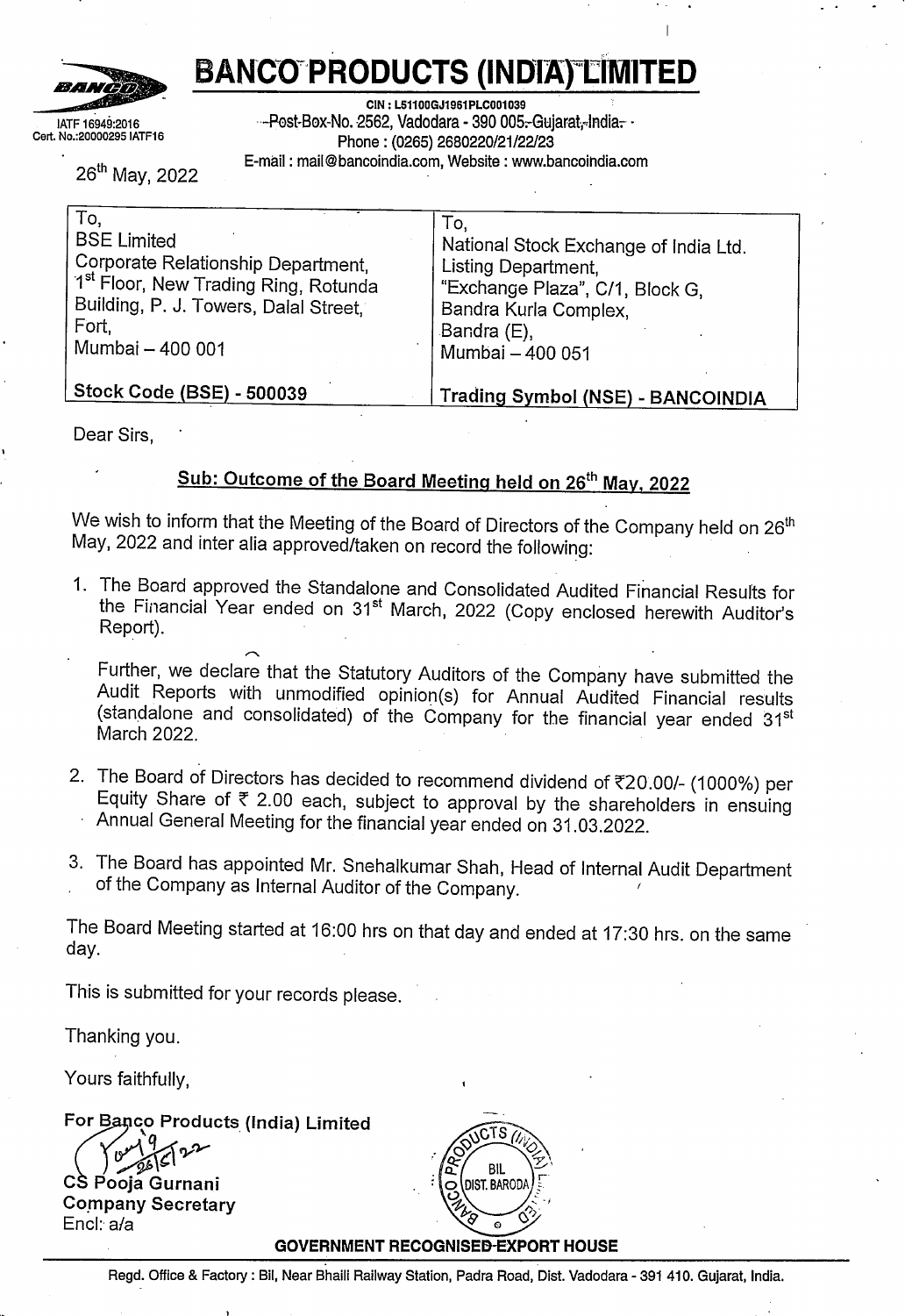# BANCO PRODUCTS (INDIA) LIMITED

IATF 16949:2016
Cert. No.:20000295 IATF16

CIN : L51100GJ1961PLC001039
Post-Box-No. 2562, Vadodara - 390 005. Gujarat, India.
Phone : (0265) 2680220/21/22/23
E-mail : mail@bancoindia.com, Website : www.bancoindia.com

26th May, 2022

| To,<br>BSE Limited<br>Corporate Relationship Department,<br>1st Floor, New Trading Ring, Rotunda Building, P. J. Towers, Dalal Street, Fort,<br>Mumbai – 400 001 | To,<br>National Stock Exchange of India Ltd.<br>Listing Department,<br>"Exchange Plaza", C/1, Block G,<br>Bandra Kurla Complex,<br>Bandra (E),<br>Mumbai – 400 051 |
|---|---|
| **Stock Code (BSE) - 500039** | **Trading Symbol (NSE) - BANCOINDIA** |

Dear Sirs,

**Sub: Outcome of the Board Meeting held on 26th May, 2022**

We wish to inform that the Meeting of the Board of Directors of the Company held on 26th May, 2022 and inter alia approved/taken on record the following:

1. The Board approved the Standalone and Consolidated Audited Financial Results for the Financial Year ended on 31st March, 2022 (Copy enclosed herewith Auditor's Report).

   Further, we declare that the Statutory Auditors of the Company have submitted the Audit Reports with unmodified opinion(s) for Annual Audited Financial results (standalone and consolidated) of the Company for the financial year ended 31st March 2022.

2. The Board of Directors has decided to recommend dividend of ₹20.00/- (1000%) per Equity Share of ₹ 2.00 each, subject to approval by the shareholders in ensuing Annual General Meeting for the financial year ended on 31.03.2022.

3. The Board has appointed Mr. Snehalkumar Shah, Head of Internal Audit Department of the Company as Internal Auditor of the Company.

The Board Meeting started at 16:00 hrs on that day and ended at 17:30 hrs. on the same day.

This is submitted for your records please.

Thanking you.

Yours faithfully,

**For Banco Products (India) Limited**

CS Pooja Gurnani
Company Secretary
Encl: a/a

**GOVERNMENT RECOGNISED EXPORT HOUSE**

Regd. Office & Factory : Bil, Near Bhaili Railway Station, Padra Road, Dist. Vadodara - 391 410. Gujarat, India.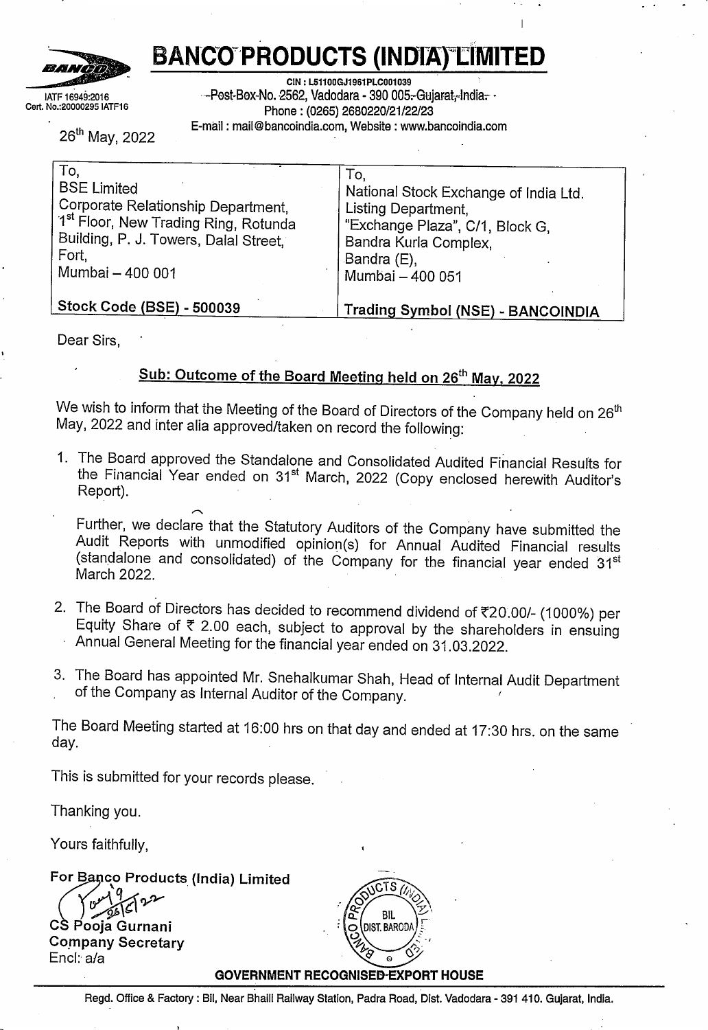# BANCO PRODUCTS (INDIA) LIMITED

IATF 16949:2016
Cert. No.:20000295 IATF16

CIN : L51100GJ1961PLC001039
Post-Box-No. 2562, Vadodara - 390 005, Gujarat, India.
Phone : (0265) 2680220/21/22/23
E-mail : mail@bancoindia.com, Website : www.bancoindia.com

26th May, 2022

| To, BSE Limited Corporate Relationship Department, 1st Floor, New Trading Ring, Rotunda Building, P. J. Towers, Dalal Street, Fort, Mumbai – 400 001 | To, National Stock Exchange of India Ltd. Listing Department, "Exchange Plaza", C/1, Block G, Bandra Kurla Complex, Bandra (E), Mumbai – 400 051 |
|---|---|
| **Stock Code (BSE) - 500039** | **Trading Symbol (NSE) - BANCOINDIA** |

Dear Sirs,

**Sub: Outcome of the Board Meeting held on 26th May, 2022**

We wish to inform that the Meeting of the Board of Directors of the Company held on 26th May, 2022 and inter alia approved/taken on record the following:

1. The Board approved the Standalone and Consolidated Audited Financial Results for the Financial Year ended on 31st March, 2022 (Copy enclosed herewith Auditor's Report).

   Further, we declare that the Statutory Auditors of the Company have submitted the Audit Reports with unmodified opinion(s) for Annual Audited Financial results (standalone and consolidated) of the Company for the financial year ended 31st March 2022.

2. The Board of Directors has decided to recommend dividend of ₹20.00/- (1000%) per Equity Share of ₹ 2.00 each, subject to approval by the shareholders in ensuing Annual General Meeting for the financial year ended on 31.03.2022.

3. The Board has appointed Mr. Snehalkumar Shah, Head of Internal Audit Department of the Company as Internal Auditor of the Company.

The Board Meeting started at 16:00 hrs on that day and ended at 17:30 hrs. on the same day.

This is submitted for your records please.

Thanking you.

Yours faithfully,

**For Banco Products (India) Limited**

CS Pooja Gurnani
Company Secretary
Encl: a/a

**GOVERNMENT RECOGNISED EXPORT HOUSE**

Regd. Office & Factory : Bil, Near Bhaili Railway Station, Padra Road, Dist. Vadodara - 391 410. Gujarat, India.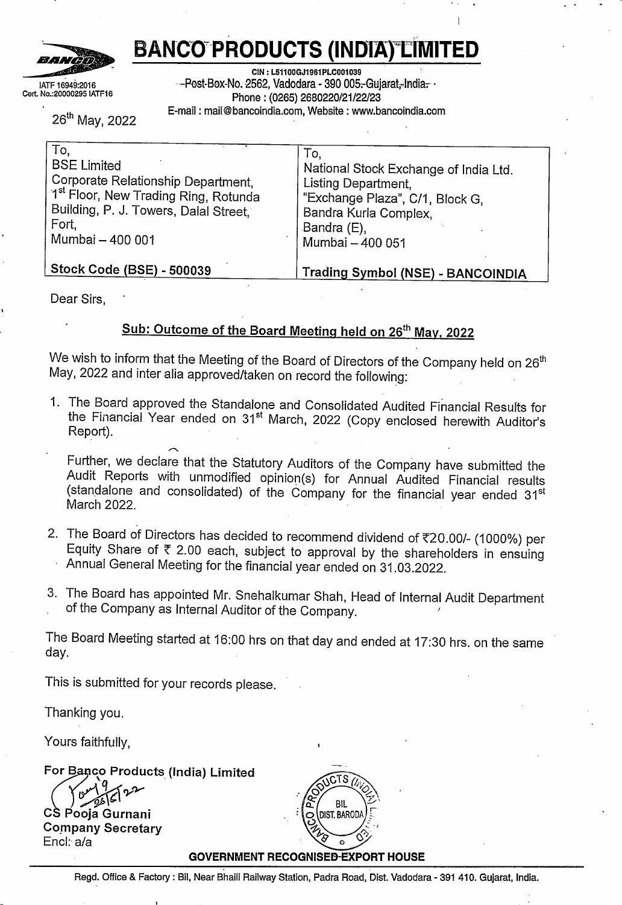# BANCO PRODUCTS (INDIA) LIMITED

IATF 16949:2016
Cert. No.:20000295 IATF16

CIN : L51100GJ1961PLC001039
Post-Box-No. 2562, Vadodara - 390 005, Gujarat, India.
Phone : (0265) 2680220/21/22/23
E-mail : mail@bancoindia.com, Website : www.bancoindia.com

26th May, 2022

| To,<br>BSE Limited<br>Corporate Relationship Department,<br>1st Floor, New Trading Ring, Rotunda Building, P. J. Towers, Dalal Street, Fort,<br>Mumbai – 400 001 | To,<br>National Stock Exchange of India Ltd.<br>Listing Department,<br>"Exchange Plaza", C/1, Block G,<br>Bandra Kurla Complex,<br>Bandra (E),<br>Mumbai – 400 051 |
|---|---|
| **Stock Code (BSE) - 500039** | **Trading Symbol (NSE) - BANCOINDIA** |

Dear Sirs,

**Sub: Outcome of the Board Meeting held on 26th May, 2022**

We wish to inform that the Meeting of the Board of Directors of the Company held on 26th May, 2022 and inter alia approved/taken on record the following:

1. The Board approved the Standalone and Consolidated Audited Financial Results for the Financial Year ended on 31st March, 2022 (Copy enclosed herewith Auditor's Report).

   Further, we declare that the Statutory Auditors of the Company have submitted the Audit Reports with unmodified opinion(s) for Annual Audited Financial results (standalone and consolidated) of the Company for the financial year ended 31st March 2022.

2. The Board of Directors has decided to recommend dividend of ₹20.00/- (1000%) per Equity Share of ₹ 2.00 each, subject to approval by the shareholders in ensuing Annual General Meeting for the financial year ended on 31.03.2022.

3. The Board has appointed Mr. Snehalkumar Shah, Head of Internal Audit Department of the Company as Internal Auditor of the Company.

The Board Meeting started at 16:00 hrs on that day and ended at 17:30 hrs. on the same day.

This is submitted for your records please.

Thanking you.

Yours faithfully,

**For Banco Products (India) Limited**

**CS Pooja Gurnani**
**Company Secretary**
Encl: a/a

**GOVERNMENT RECOGNISED EXPORT HOUSE**

Regd. Office & Factory : Bil, Near Bhaili Railway Station, Padra Road, Dist. Vadodara - 391 410. Gujarat, India.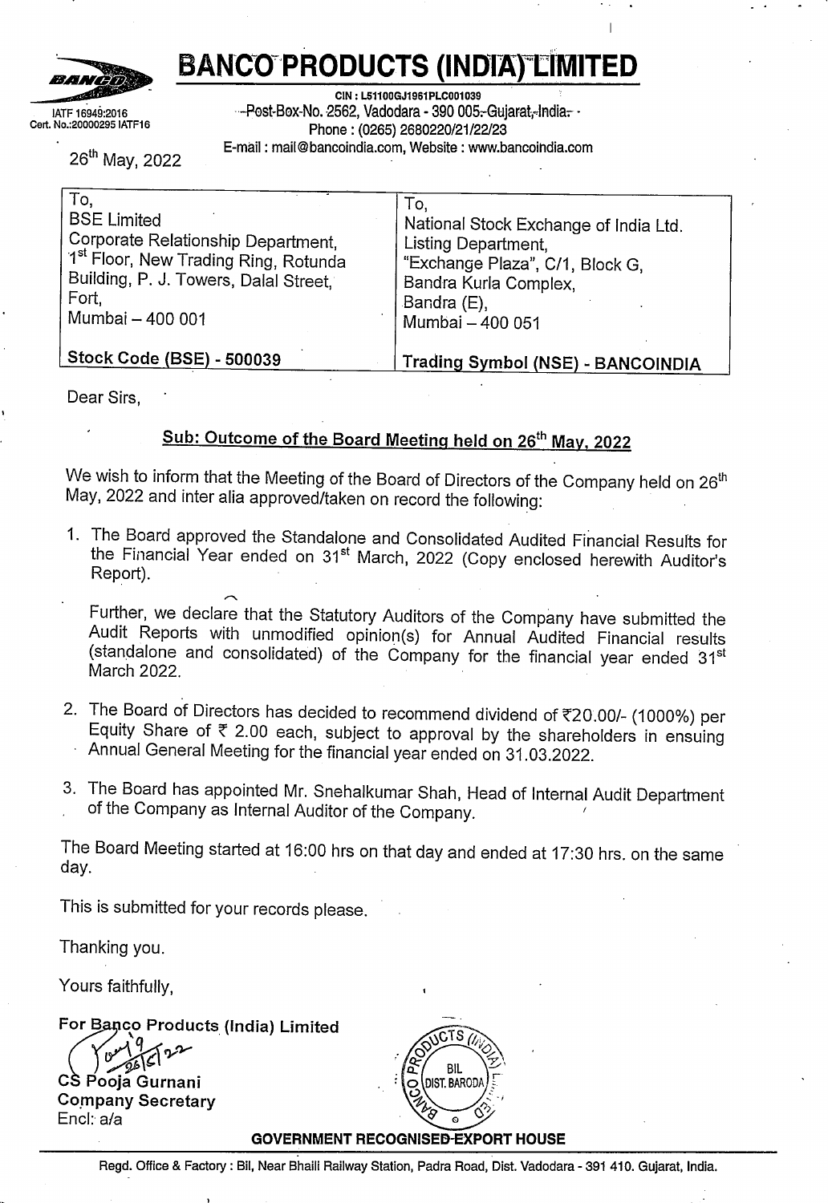# BANCO PRODUCTS (INDIA) LIMITED

IATF 16949:2016
Cert. No.:20000295 IATF16

CIN : L51100GJ1961PLC001039
Post-Box-No. 2562, Vadodara - 390 005. Gujarat, India.
Phone : (0265) 2680220/21/22/23
E-mail : mail@bancoindia.com, Website : www.bancoindia.com

26th May, 2022

| To, | To, |
|---|---|
| BSE Limited<br>Corporate Relationship Department,<br>1st Floor, New Trading Ring, Rotunda Building, P. J. Towers, Dalal Street, Fort,<br>Mumbai – 400 001 | National Stock Exchange of India Ltd.<br>Listing Department,<br>"Exchange Plaza", C/1, Block G,<br>Bandra Kurla Complex,<br>Bandra (E),<br>Mumbai – 400 051 |
| **Stock Code (BSE) - 500039** | **Trading Symbol (NSE) - BANCOINDIA** |

Dear Sirs,

## Sub: Outcome of the Board Meeting held on 26th May, 2022

We wish to inform that the Meeting of the Board of Directors of the Company held on 26th May, 2022 and inter alia approved/taken on record the following:

1. The Board approved the Standalone and Consolidated Audited Financial Results for the Financial Year ended on 31st March, 2022 (Copy enclosed herewith Auditor's Report).

   Further, we declare that the Statutory Auditors of the Company have submitted the Audit Reports with unmodified opinion(s) for Annual Audited Financial results (standalone and consolidated) of the Company for the financial year ended 31st March 2022.

2. The Board of Directors has decided to recommend dividend of ₹20.00/- (1000%) per Equity Share of ₹ 2.00 each, subject to approval by the shareholders in ensuing Annual General Meeting for the financial year ended on 31.03.2022.

3. The Board has appointed Mr. Snehalkumar Shah, Head of Internal Audit Department of the Company as Internal Auditor of the Company.

The Board Meeting started at 16:00 hrs on that day and ended at 17:30 hrs. on the same day.

This is submitted for your records please.

Thanking you.

Yours faithfully,

**For Banco Products (India) Limited**

26/5/22

**CS Pooja Gurnani**
**Company Secretary**
Encl: a/a

BANCO PRODUCTS (INDIA) LTD. BIL DIST. BARODA

**GOVERNMENT RECOGNISED EXPORT HOUSE**

Regd. Office & Factory : Bil, Near Bhaili Railway Station, Padra Road, Dist. Vadodara - 391 410. Gujarat, India.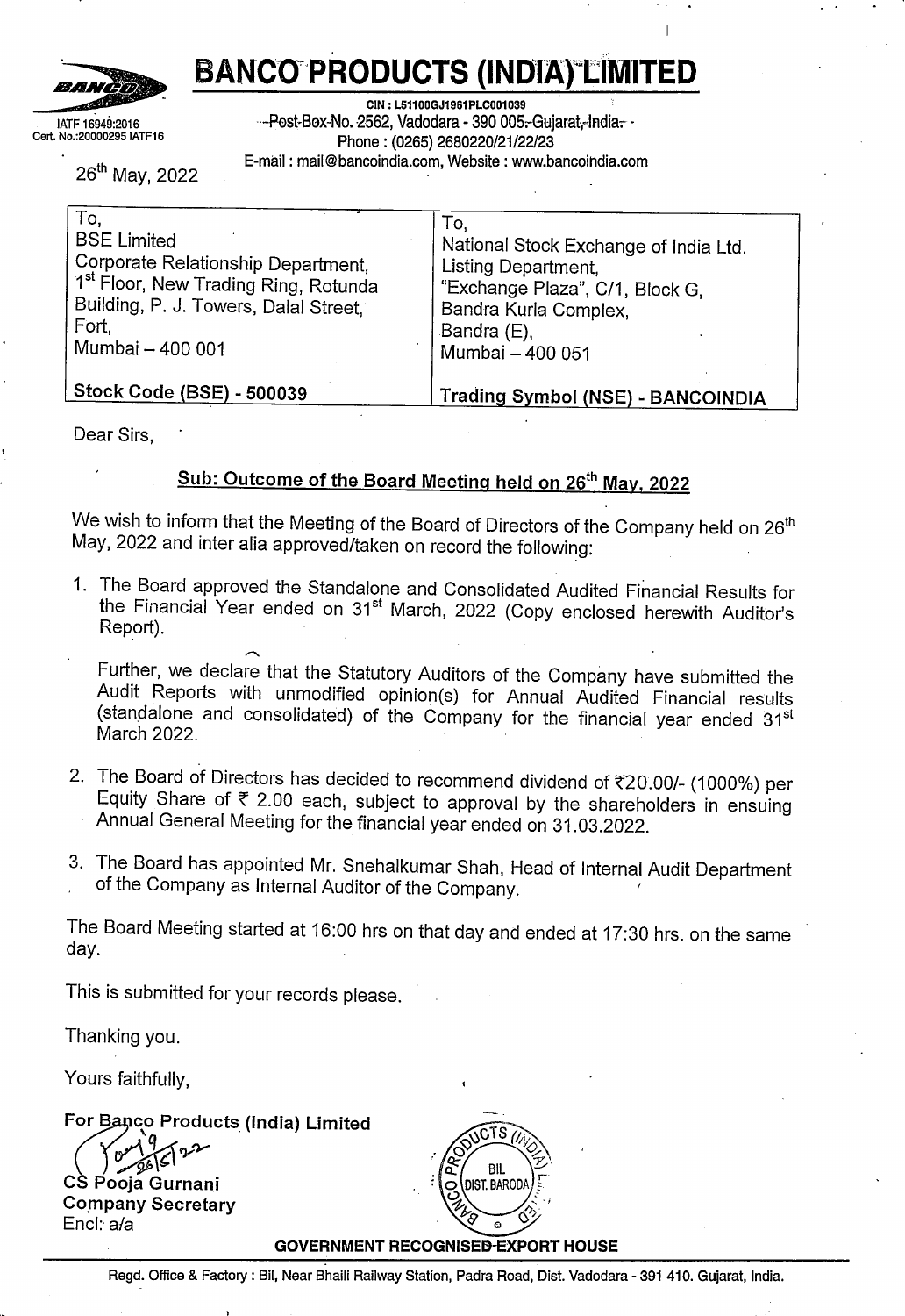# BANCO PRODUCTS (INDIA) LIMITED

IATF 16949:2016
Cert. No.:20000295 IATF16

CIN : L51100GJ1961PLC001039
Post-Box-No. 2562, Vadodara - 390 005, Gujarat, India.
Phone : (0265) 2680220/21/22/23
E-mail : mail@bancoindia.com, Website : www.bancoindia.com

26th May, 2022

| To, | To, |
|---|---|
| BSE Limited | National Stock Exchange of India Ltd. |
| Corporate Relationship Department, | Listing Department, |
| 1st Floor, New Trading Ring, Rotunda Building, P. J. Towers, Dalal Street, Fort, | "Exchange Plaza", C/1, Block G, Bandra Kurla Complex, Bandra (E), |
| Mumbai – 400 001 | Mumbai – 400 051 |
| **Stock Code (BSE) - 500039** | **Trading Symbol (NSE) - BANCOINDIA** |

Dear Sirs,

**Sub: Outcome of the Board Meeting held on 26th May, 2022**

We wish to inform that the Meeting of the Board of Directors of the Company held on 26th May, 2022 and inter alia approved/taken on record the following:

1. The Board approved the Standalone and Consolidated Audited Financial Results for the Financial Year ended on 31st March, 2022 (Copy enclosed herewith Auditor's Report).

   Further, we declare that the Statutory Auditors of the Company have submitted the Audit Reports with unmodified opinion(s) for Annual Audited Financial results (standalone and consolidated) of the Company for the financial year ended 31st March 2022.

2. The Board of Directors has decided to recommend dividend of ₹20.00/- (1000%) per Equity Share of ₹ 2.00 each, subject to approval by the shareholders in ensuing Annual General Meeting for the financial year ended on 31.03.2022.

3. The Board has appointed Mr. Snehalkumar Shah, Head of Internal Audit Department of the Company as Internal Auditor of the Company.

The Board Meeting started at 16:00 hrs on that day and ended at 17:30 hrs. on the same day.

This is submitted for your records please.

Thanking you.

Yours faithfully,

**For Banco Products (India) Limited**

CS Pooja Gurnani
**Company Secretary**
Encl: a/a

**GOVERNMENT RECOGNISED EXPORT HOUSE**

Regd. Office & Factory : Bil, Near Bhaili Railway Station, Padra Road, Dist. Vadodara - 391 410. Gujarat, India.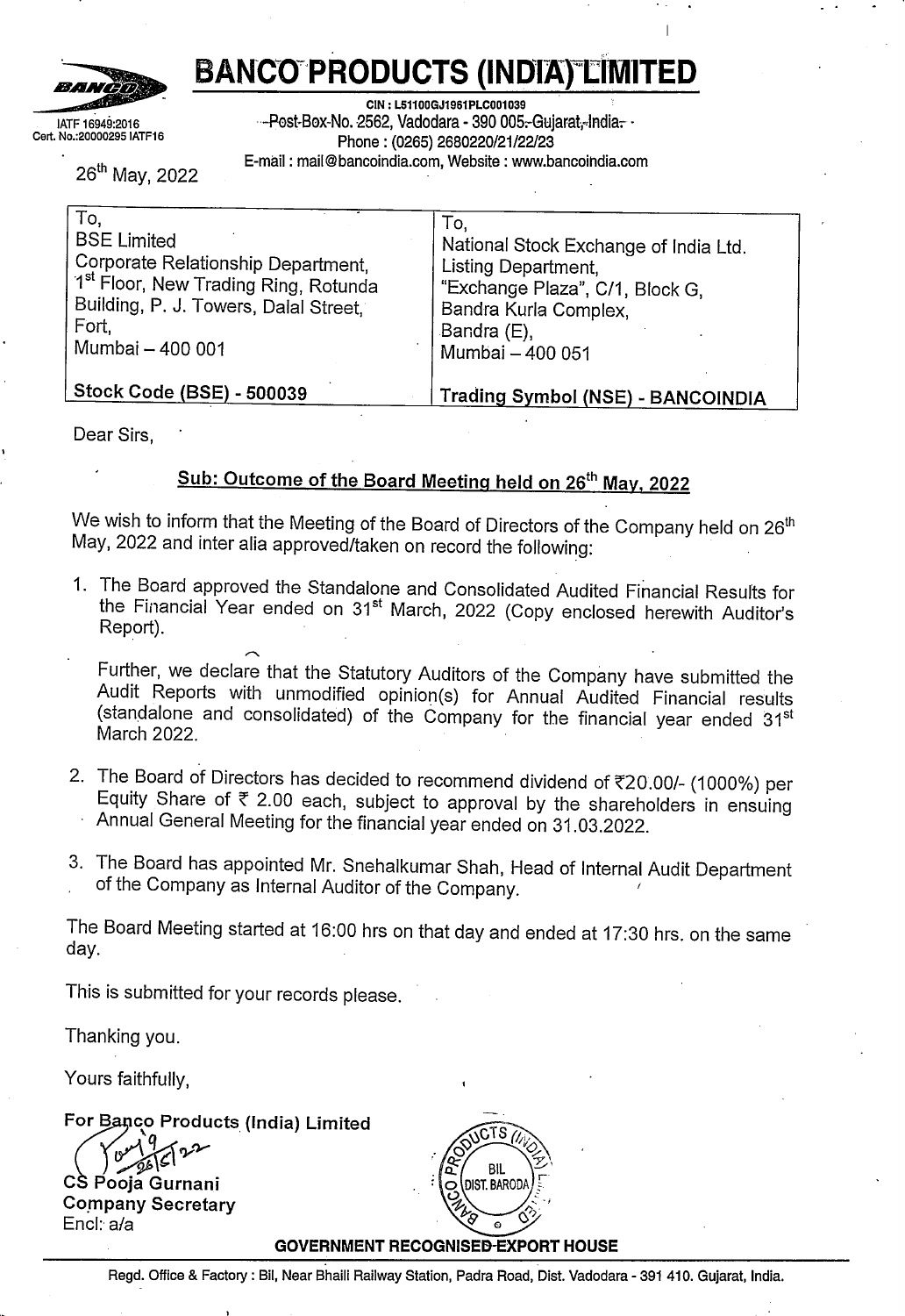# BANCO PRODUCTS (INDIA) LIMITED

IATF 16949:2016
Cert. No.:20000295 IATF16

CIN : L51100GJ1961PLC001039
Post-Box-No. 2562, Vadodara - 390 005 Gujarat, India.
Phone : (0265) 2680220/21/22/23
E-mail : mail@bancoindia.com, Website : www.bancoindia.com

26th May, 2022

| To, | To, |
|---|---|
| BSE Limited<br>Corporate Relationship Department,<br>1st Floor, New Trading Ring, Rotunda Building, P. J. Towers, Dalal Street, Fort,<br>Mumbai – 400 001 | National Stock Exchange of India Ltd.<br>Listing Department,<br>"Exchange Plaza", C/1, Block G,<br>Bandra Kurla Complex,<br>Bandra (E),<br>Mumbai – 400 051 |
| **Stock Code (BSE) - 500039** | **Trading Symbol (NSE) - BANCOINDIA** |

Dear Sirs,

**Sub: Outcome of the Board Meeting held on 26th May, 2022**

We wish to inform that the Meeting of the Board of Directors of the Company held on 26th May, 2022 and inter alia approved/taken on record the following:

1. The Board approved the Standalone and Consolidated Audited Financial Results for the Financial Year ended on 31st March, 2022 (Copy enclosed herewith Auditor's Report).

   Further, we declare that the Statutory Auditors of the Company have submitted the Audit Reports with unmodified opinion(s) for Annual Audited Financial results (standalone and consolidated) of the Company for the financial year ended 31st March 2022.

2. The Board of Directors has decided to recommend dividend of ₹20.00/- (1000%) per Equity Share of ₹ 2.00 each, subject to approval by the shareholders in ensuing Annual General Meeting for the financial year ended on 31.03.2022.

3. The Board has appointed Mr. Snehalkumar Shah, Head of Internal Audit Department of the Company as Internal Auditor of the Company.

The Board Meeting started at 16:00 hrs on that day and ended at 17:30 hrs. on the same day.

This is submitted for your records please.

Thanking you.

Yours faithfully,

**For Banco Products (India) Limited**

**CS Pooja Gurnani**
**Company Secretary**
Encl: a/a

**GOVERNMENT RECOGNISED EXPORT HOUSE**

Regd. Office & Factory : Bil, Near Bhaili Railway Station, Padra Road, Dist. Vadodara - 391 410. Gujarat, India.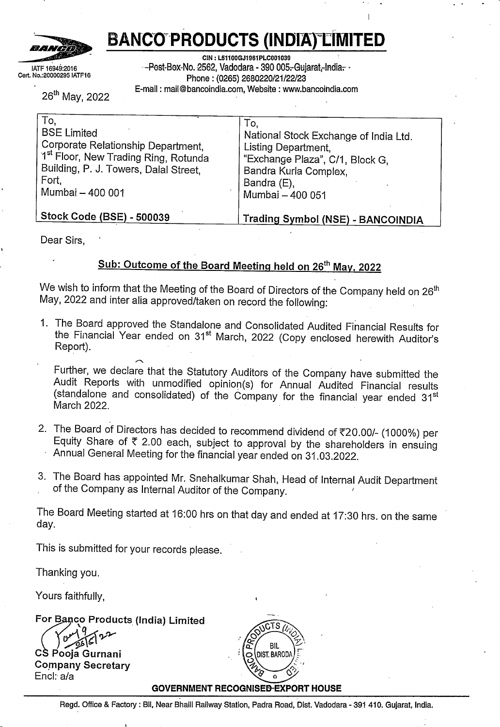# BANCO PRODUCTS (INDIA) LIMITED

IATF 16949:2016
Cert. No.:20000295 IATF16

CIN : L51100GJ1961PLC001039
Post-Box-No. 2562, Vadodara - 390 005 Gujarat, India.
Phone : (0265) 2680220/21/22/23
E-mail : mail@bancoindia.com, Website : www.bancoindia.com

26th May, 2022

| To, | To, |
|---|---|
| BSE Limited<br>Corporate Relationship Department,<br>1st Floor, New Trading Ring, Rotunda Building, P. J. Towers, Dalal Street, Fort,<br>Mumbai – 400 001 | National Stock Exchange of India Ltd.<br>Listing Department,<br>"Exchange Plaza", C/1, Block G,<br>Bandra Kurla Complex,<br>Bandra (E),<br>Mumbai – 400 051 |
| **Stock Code (BSE) - 500039** | **Trading Symbol (NSE) - BANCOINDIA** |

Dear Sirs,

**Sub: Outcome of the Board Meeting held on 26th May, 2022**

We wish to inform that the Meeting of the Board of Directors of the Company held on 26th May, 2022 and inter alia approved/taken on record the following:

1. The Board approved the Standalone and Consolidated Audited Financial Results for the Financial Year ended on 31st March, 2022 (Copy enclosed herewith Auditor's Report).

   Further, we declare that the Statutory Auditors of the Company have submitted the Audit Reports with unmodified opinion(s) for Annual Audited Financial results (standalone and consolidated) of the Company for the financial year ended 31st March 2022.

2. The Board of Directors has decided to recommend dividend of ₹20.00/- (1000%) per Equity Share of ₹ 2.00 each, subject to approval by the shareholders in ensuing Annual General Meeting for the financial year ended on 31.03.2022.

3. The Board has appointed Mr. Snehalkumar Shah, Head of Internal Audit Department of the Company as Internal Auditor of the Company.

The Board Meeting started at 16:00 hrs on that day and ended at 17:30 hrs. on the same day.

This is submitted for your records please.

Thanking you.

Yours faithfully,

**For Banco Products (India) Limited**

**CS Pooja Gurnani**
**Company Secretary**
Encl: a/a

**GOVERNMENT RECOGNISED EXPORT HOUSE**

Regd. Office & Factory : Bil, Near Bhaili Railway Station, Padra Road, Dist. Vadodara - 391 410. Gujarat, India.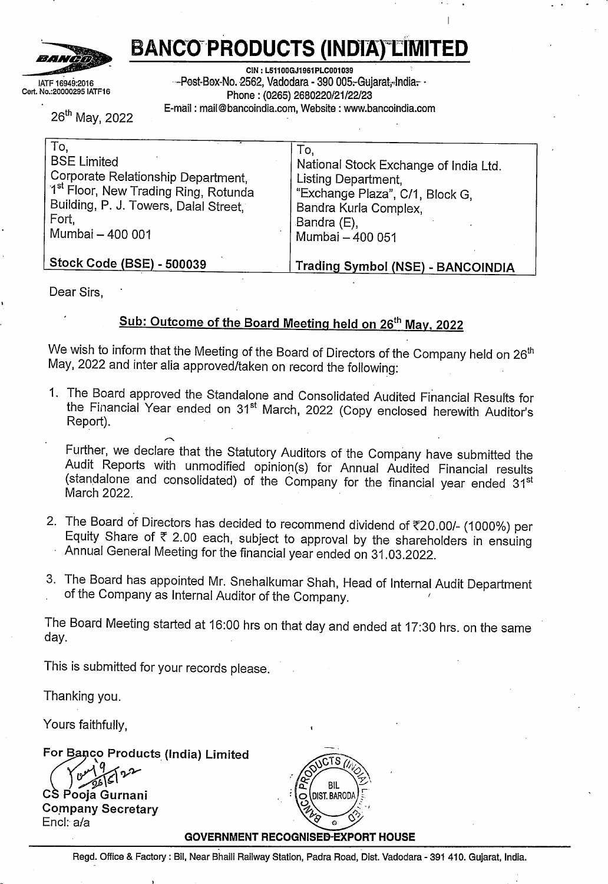# BANCO PRODUCTS (INDIA) LIMITED

IATF 16949:2016
Cert. No.:20000295 IATF16

CIN : L51100GJ1961PLC001039
Post-Box-No. 2562, Vadodara - 390 005, Gujarat, India.
Phone : (0265) 2680220/21/22/23
E-mail : mail@bancoindia.com, Website : www.bancoindia.com

26th May, 2022

| To, BSE Limited Corporate Relationship Department, 1st Floor, New Trading Ring, Rotunda Building, P. J. Towers, Dalal Street, Fort, Mumbai – 400 001 | To, National Stock Exchange of India Ltd. Listing Department, "Exchange Plaza", C/1, Block G, Bandra Kurla Complex, Bandra (E), Mumbai – 400 051 |
|---|---|
| **Stock Code (BSE) - 500039** | **Trading Symbol (NSE) - BANCOINDIA** |

Dear Sirs,

**Sub: Outcome of the Board Meeting held on 26th May, 2022**

We wish to inform that the Meeting of the Board of Directors of the Company held on 26th May, 2022 and inter alia approved/taken on record the following:

1. The Board approved the Standalone and Consolidated Audited Financial Results for the Financial Year ended on 31st March, 2022 (Copy enclosed herewith Auditor's Report).

   Further, we declare that the Statutory Auditors of the Company have submitted the Audit Reports with unmodified opinion(s) for Annual Audited Financial results (standalone and consolidated) of the Company for the financial year ended 31st March 2022.

2. The Board of Directors has decided to recommend dividend of ₹20.00/- (1000%) per Equity Share of ₹ 2.00 each, subject to approval by the shareholders in ensuing Annual General Meeting for the financial year ended on 31.03.2022.

3. The Board has appointed Mr. Snehalkumar Shah, Head of Internal Audit Department of the Company as Internal Auditor of the Company.

The Board Meeting started at 16:00 hrs on that day and ended at 17:30 hrs. on the same day.

This is submitted for your records please.

Thanking you.

Yours faithfully,

**For Banco Products (India) Limited**

CS Pooja Gurnani
Company Secretary
Encl: a/a

**GOVERNMENT RECOGNISED EXPORT HOUSE**

Regd. Office & Factory : Bil, Near Bhaili Railway Station, Padra Road, Dist. Vadodara - 391 410. Gujarat, India.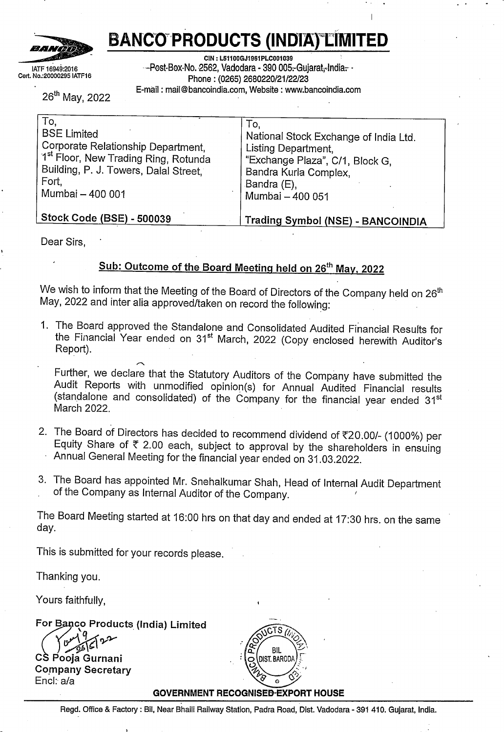# BANCO PRODUCTS (INDIA) LIMITED

IATF 16949:2016
Cert. No.:20000295 IATF16

CIN : L51100GJ1961PLC001039
Post-Box-No. 2562, Vadodara - 390 005. Gujarat, India.
Phone : (0265) 2680220/21/22/23
E-mail : mail@bancoindia.com, Website : www.bancoindia.com

26th May, 2022

| To, | To, |
|---|---|
| BSE Limited<br>Corporate Relationship Department,<br>1st Floor, New Trading Ring, Rotunda Building, P. J. Towers, Dalal Street, Fort,<br>Mumbai – 400 001 | National Stock Exchange of India Ltd.<br>Listing Department,<br>"Exchange Plaza", C/1, Block G,<br>Bandra Kurla Complex,<br>Bandra (E),<br>Mumbai – 400 051 |
| **Stock Code (BSE) - 500039** | **Trading Symbol (NSE) - BANCOINDIA** |

Dear Sirs,

**Sub: Outcome of the Board Meeting held on 26th May, 2022**

We wish to inform that the Meeting of the Board of Directors of the Company held on 26th May, 2022 and inter alia approved/taken on record the following:

1. The Board approved the Standalone and Consolidated Audited Financial Results for the Financial Year ended on 31st March, 2022 (Copy enclosed herewith Auditor's Report).

   Further, we declare that the Statutory Auditors of the Company have submitted the Audit Reports with unmodified opinion(s) for Annual Audited Financial results (standalone and consolidated) of the Company for the financial year ended 31st March 2022.

2. The Board of Directors has decided to recommend dividend of ₹20.00/- (1000%) per Equity Share of ₹ 2.00 each, subject to approval by the shareholders in ensuing Annual General Meeting for the financial year ended on 31.03.2022.

3. The Board has appointed Mr. Snehalkumar Shah, Head of Internal Audit Department of the Company as Internal Auditor of the Company.

The Board Meeting started at 16:00 hrs on that day and ended at 17:30 hrs. on the same day.

This is submitted for your records please.

Thanking you.

Yours faithfully,

**For Banco Products (India) Limited**

**CS Pooja Gurnani**
**Company Secretary**
Encl: a/a

**GOVERNMENT RECOGNISED EXPORT HOUSE**

Regd. Office & Factory : Bil, Near Bhaili Railway Station, Padra Road, Dist. Vadodara - 391 410. Gujarat, India.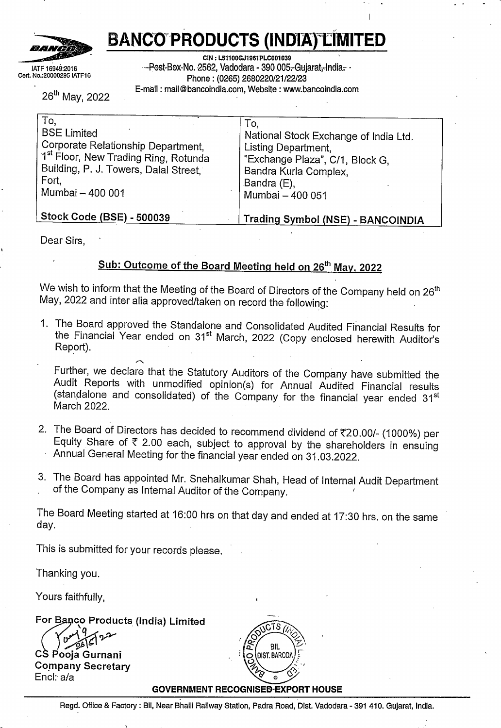# BANCO PRODUCTS (INDIA) LIMITED

IATF 16949:2016
Cert. No.:20000295 IATF16

CIN : L51100GJ1961PLC001039
Post-Box-No. 2562, Vadodara - 390 005, Gujarat, India.
Phone : (0265) 2680220/21/22/23
E-mail : mail@bancoindia.com, Website : www.bancoindia.com

26th May, 2022

| To,<br>BSE Limited<br>Corporate Relationship Department,<br>1st Floor, New Trading Ring, Rotunda Building, P. J. Towers, Dalal Street, Fort,<br>Mumbai – 400 001 | To,<br>National Stock Exchange of India Ltd.<br>Listing Department,<br>"Exchange Plaza", C/1, Block G,<br>Bandra Kurla Complex,<br>Bandra (E),<br>Mumbai – 400 051 |
|---|---|
| **Stock Code (BSE) - 500039** | **Trading Symbol (NSE) - BANCOINDIA** |

Dear Sirs,

**Sub: Outcome of the Board Meeting held on 26th May, 2022**

We wish to inform that the Meeting of the Board of Directors of the Company held on 26th May, 2022 and inter alia approved/taken on record the following:

1. The Board approved the Standalone and Consolidated Audited Financial Results for the Financial Year ended on 31st March, 2022 (Copy enclosed herewith Auditor's Report).

   Further, we declare that the Statutory Auditors of the Company have submitted the Audit Reports with unmodified opinion(s) for Annual Audited Financial results (standalone and consolidated) of the Company for the financial year ended 31st March 2022.

2. The Board of Directors has decided to recommend dividend of ₹20.00/- (1000%) per Equity Share of ₹ 2.00 each, subject to approval by the shareholders in ensuing Annual General Meeting for the financial year ended on 31.03.2022.

3. The Board has appointed Mr. Snehalkumar Shah, Head of Internal Audit Department of the Company as Internal Auditor of the Company.

The Board Meeting started at 16:00 hrs on that day and ended at 17:30 hrs. on the same day.

This is submitted for your records please.

Thanking you.

Yours faithfully,

**For Banco Products (India) Limited**

**CS Pooja Gurnani**
**Company Secretary**
Encl: a/a

**GOVERNMENT RECOGNISED EXPORT HOUSE**

Regd. Office & Factory : Bil, Near Bhaili Railway Station, Padra Road, Dist. Vadodara - 391 410. Gujarat, India.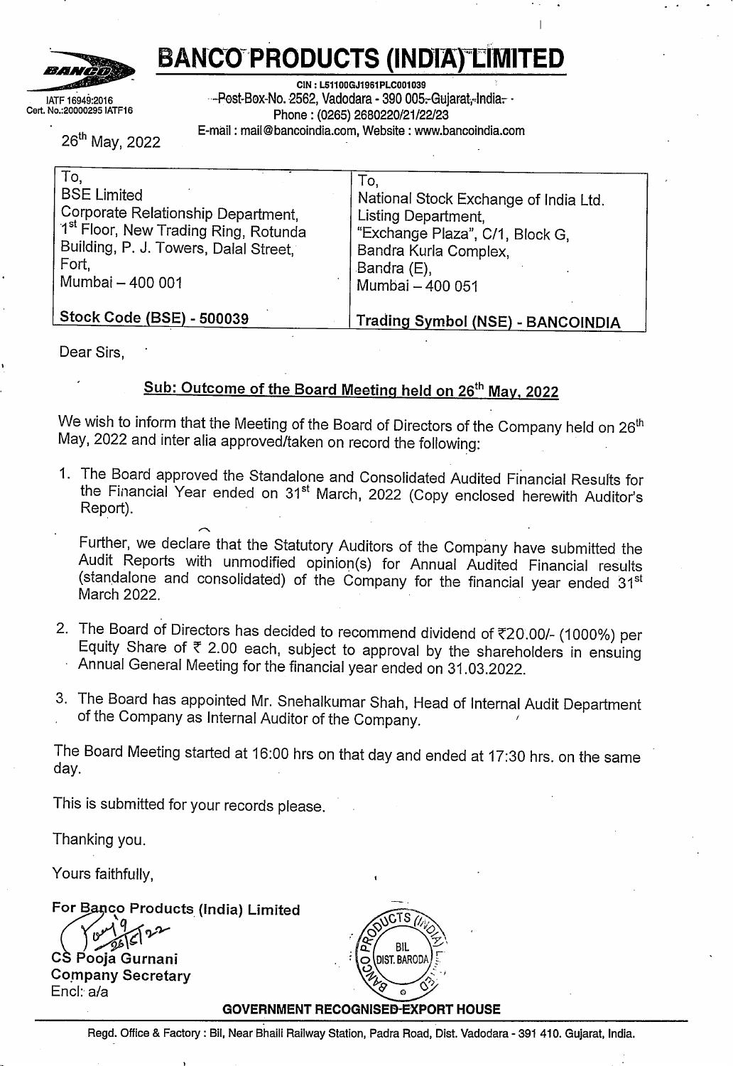# BANCO PRODUCTS (INDIA) LIMITED

IATF 16949:2016
Cert. No.:20000295 IATF16

CIN : L51100GJ1961PLC001039
Post-Box-No. 2562, Vadodara - 390 005, Gujarat, India.
Phone : (0265) 2680220/21/22/23
E-mail : mail@bancoindia.com, Website : www.bancoindia.com

26th May, 2022

| To,<br>BSE Limited<br>Corporate Relationship Department,<br>1st Floor, New Trading Ring, Rotunda Building, P. J. Towers, Dalal Street, Fort,<br>Mumbai – 400 001<br><br>**Stock Code (BSE) - 500039** | To,<br>National Stock Exchange of India Ltd.<br>Listing Department,<br>"Exchange Plaza", C/1, Block G,<br>Bandra Kurla Complex,<br>Bandra (E),<br>Mumbai – 400 051<br><br>**Trading Symbol (NSE) - BANCOINDIA** |
|---|---|

Dear Sirs,

**Sub: Outcome of the Board Meeting held on 26th May, 2022**

We wish to inform that the Meeting of the Board of Directors of the Company held on 26th May, 2022 and inter alia approved/taken on record the following:

1. The Board approved the Standalone and Consolidated Audited Financial Results for the Financial Year ended on 31st March, 2022 (Copy enclosed herewith Auditor's Report).

   Further, we declare that the Statutory Auditors of the Company have submitted the Audit Reports with unmodified opinion(s) for Annual Audited Financial results (standalone and consolidated) of the Company for the financial year ended 31st March 2022.

2. The Board of Directors has decided to recommend dividend of ₹20.00/- (1000%) per Equity Share of ₹ 2.00 each, subject to approval by the shareholders in ensuing Annual General Meeting for the financial year ended on 31.03.2022.

3. The Board has appointed Mr. Snehalkumar Shah, Head of Internal Audit Department of the Company as Internal Auditor of the Company.

The Board Meeting started at 16:00 hrs on that day and ended at 17:30 hrs. on the same day.

This is submitted for your records please.

Thanking you.

Yours faithfully,

**For Banco Products (India) Limited**

**CS Pooja Gurnani**
**Company Secretary**
Encl: a/a

**GOVERNMENT RECOGNISED EXPORT HOUSE**

Regd. Office & Factory : Bil, Near Bhaili Railway Station, Padra Road, Dist. Vadodara - 391 410. Gujarat, India.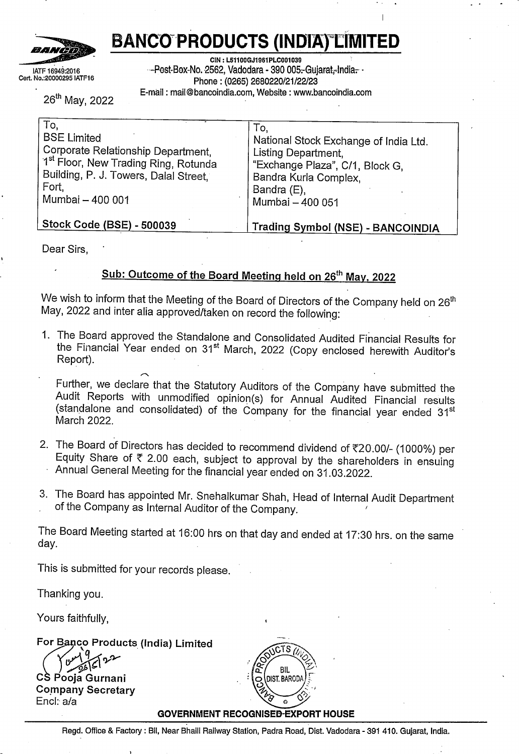# BANCO PRODUCTS (INDIA) LIMITED

IATF 16949:2016
Cert. No.:20000295 IATF16

CIN : L51100GJ1961PLC001039
Post-Box-No. 2562, Vadodara - 390 005- Gujarat, India.
Phone : (0265) 2680220/21/22/23
E-mail : mail@bancoindia.com, Website : www.bancoindia.com

26th May, 2022

| | |
|---|---|
| To,<br>BSE Limited<br>Corporate Relationship Department,<br>1st Floor, New Trading Ring, Rotunda Building, P. J. Towers, Dalal Street, Fort,<br>Mumbai – 400 001 | To,<br>National Stock Exchange of India Ltd.<br>Listing Department,<br>"Exchange Plaza", C/1, Block G,<br>Bandra Kurla Complex,<br>Bandra (E),<br>Mumbai – 400 051 |
| **Stock Code (BSE) - 500039** | **Trading Symbol (NSE) - BANCOINDIA** |

Dear Sirs,

**Sub: Outcome of the Board Meeting held on 26th May, 2022**

We wish to inform that the Meeting of the Board of Directors of the Company held on 26th May, 2022 and inter alia approved/taken on record the following:

1. The Board approved the Standalone and Consolidated Audited Financial Results for the Financial Year ended on 31st March, 2022 (Copy enclosed herewith Auditor's Report).

   Further, we declare that the Statutory Auditors of the Company have submitted the Audit Reports with unmodified opinion(s) for Annual Audited Financial results (standalone and consolidated) of the Company for the financial year ended 31st March 2022.

2. The Board of Directors has decided to recommend dividend of ₹20.00/- (1000%) per Equity Share of ₹ 2.00 each, subject to approval by the shareholders in ensuing Annual General Meeting for the financial year ended on 31.03.2022.

3. The Board has appointed Mr. Snehalkumar Shah, Head of Internal Audit Department of the Company as Internal Auditor of the Company.

The Board Meeting started at 16:00 hrs on that day and ended at 17:30 hrs. on the same day.

This is submitted for your records please.

Thanking you.

Yours faithfully,

**For Banco Products (India) Limited**

CS Pooja Gurnani
**Company Secretary**
Encl: a/a

**GOVERNMENT RECOGNISED EXPORT HOUSE**

Regd. Office & Factory : Bil, Near Bhaili Railway Station, Padra Road, Dist. Vadodara - 391 410. Gujarat, India.